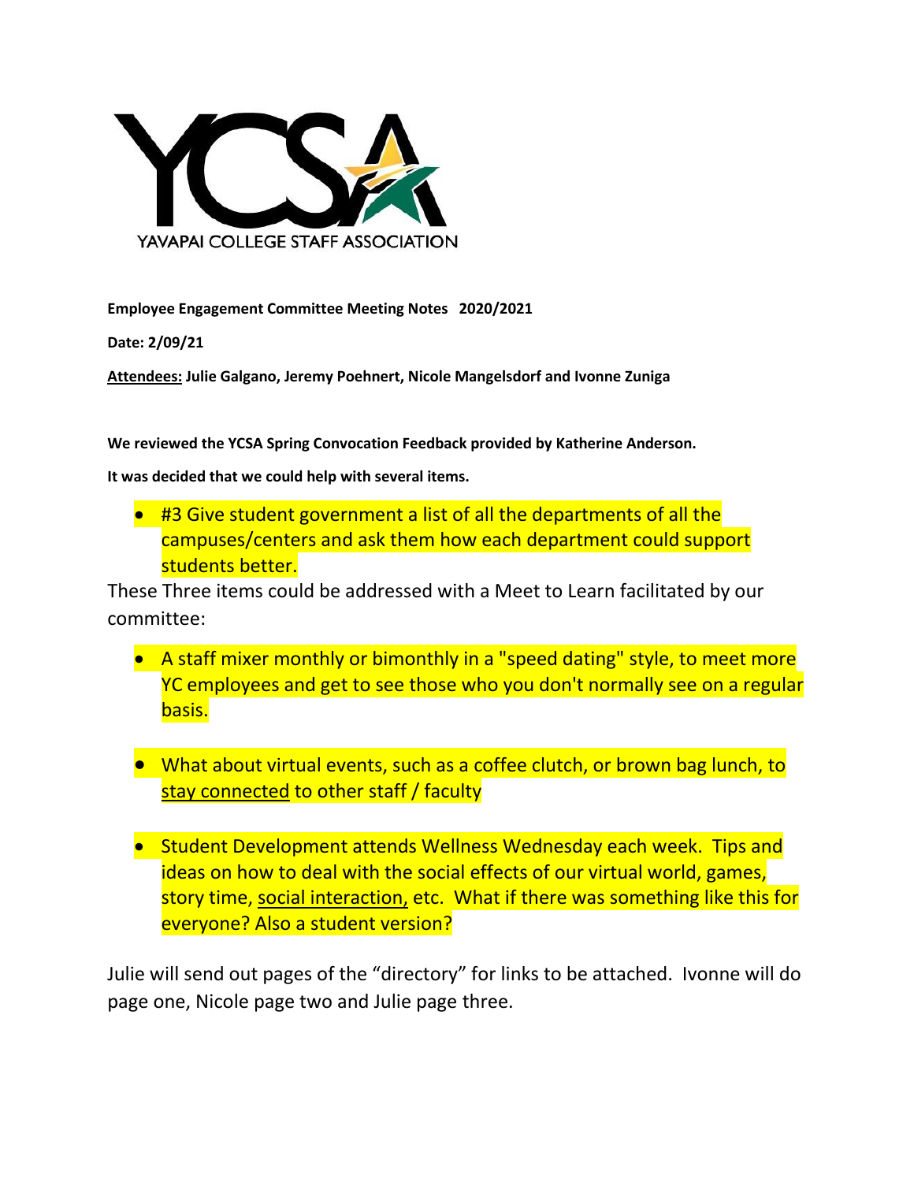YAVAPAI COLLEGE STAFF ASSOCIATION

**Employee Engagement Committee Meeting Notes 2020/2021**

**Date: 2/09/21**

**Attendees: Julie Galgano, Jeremy Poehnert, Nicole Mangelsdorf and Ivonne Zuniga**

**We reviewed the YCSA Spring Convocation Feedback provided by Katherine Anderson.**

**It was decided that we could help with several items.**

- #3 Give student government a list of all the departments of all the campuses/centers and ask them how each department could support students better.

These Three items could be addressed with a Meet to Learn facilitated by our committee:

- A staff mixer monthly or bimonthly in a "speed dating" style, to meet more YC employees and get to see those who you don't normally see on a regular basis.

- What about virtual events, such as a coffee clutch, or brown bag lunch, to stay connected to other staff / faculty

- Student Development attends Wellness Wednesday each week. Tips and ideas on how to deal with the social effects of our virtual world, games, story time, social interaction, etc. What if there was something like this for everyone? Also a student version?

Julie will send out pages of the "directory" for links to be attached. Ivonne will do page one, Nicole page two and Julie page three.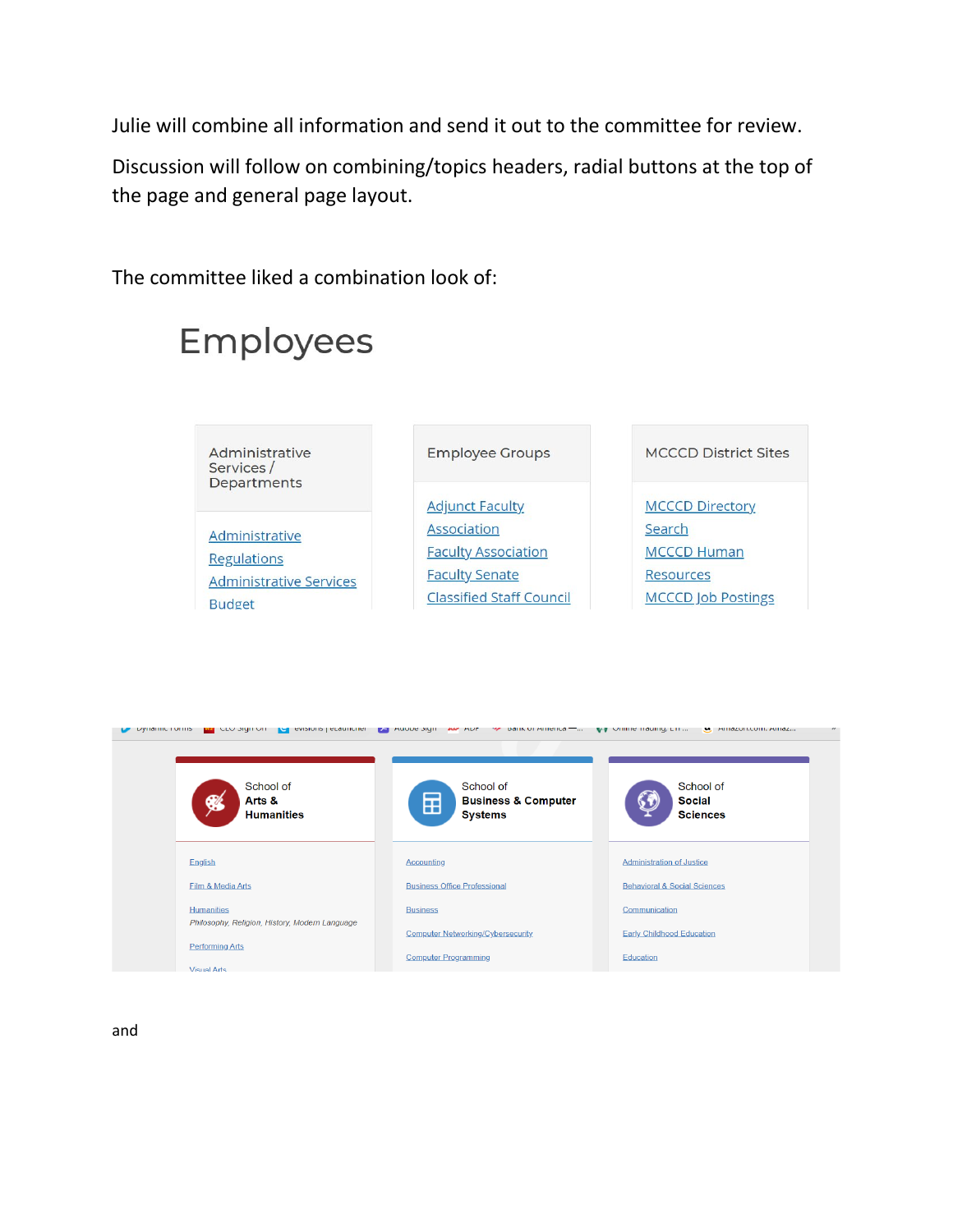Julie will combine all information and send it out to the committee for review.

Discussion will follow on combining/topics headers, radial buttons at the top of the page and general page layout.

The committee liked a combination look of:

# Employees

**Administrative Services / Departments**

- Administrative Regulations
- Administrative Services
- Budget

**Employee Groups**

- Adjunct Faculty Association
- Faculty Association
- Faculty Senate
- Classified Staff Council

**MCCCD District Sites**

- MCCCD Directory Search
- MCCCD Human Resources
- MCCCD Job Postings

**School of Arts & Humanities**

- English
- Film & Media Arts
- Humanities
  *Philosophy, Religion, History, Modern Language*
- Performing Arts
- Visual Arts

**School of Business & Computer Systems**

- Accounting
- Business Office Professional
- Business
- Computer Networking/Cybersecurity
- Computer Programming

**School of Social Sciences**

- Administration of Justice
- Behavioral & Social Sciences
- Communication
- Early Childhood Education
- Education

and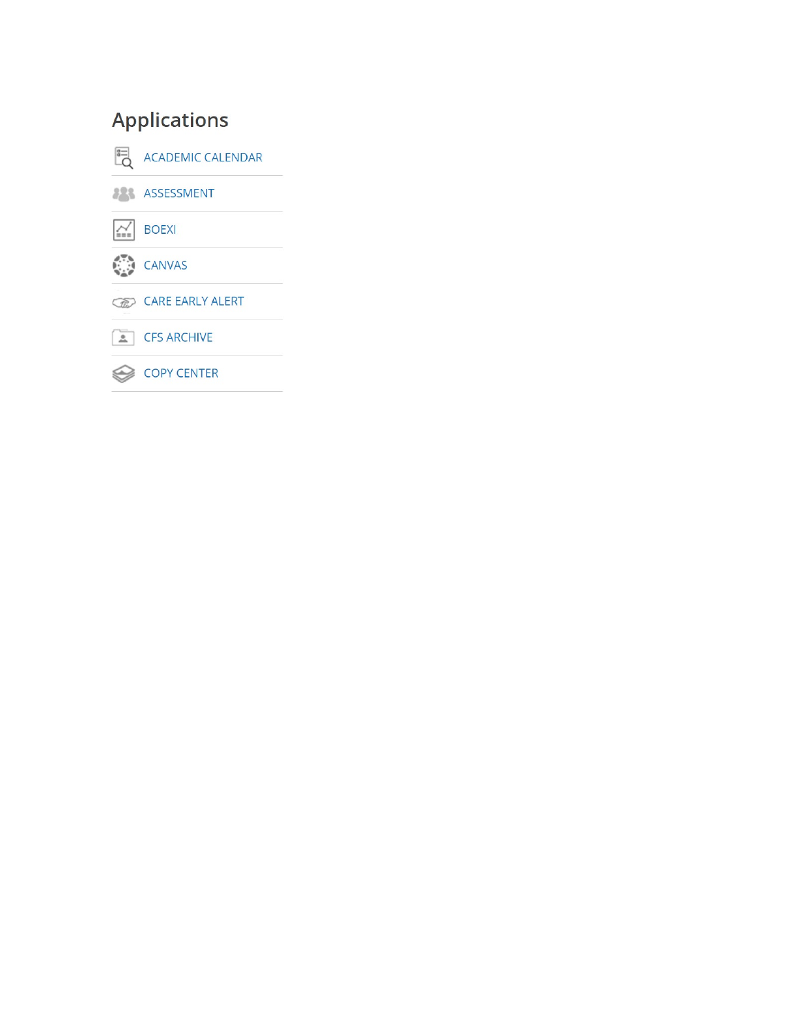## Applications

- ACADEMIC CALENDAR
- ASSESSMENT
- BOEXI
- CANVAS
- CARE EARLY ALERT
- CFS ARCHIVE
- COPY CENTER